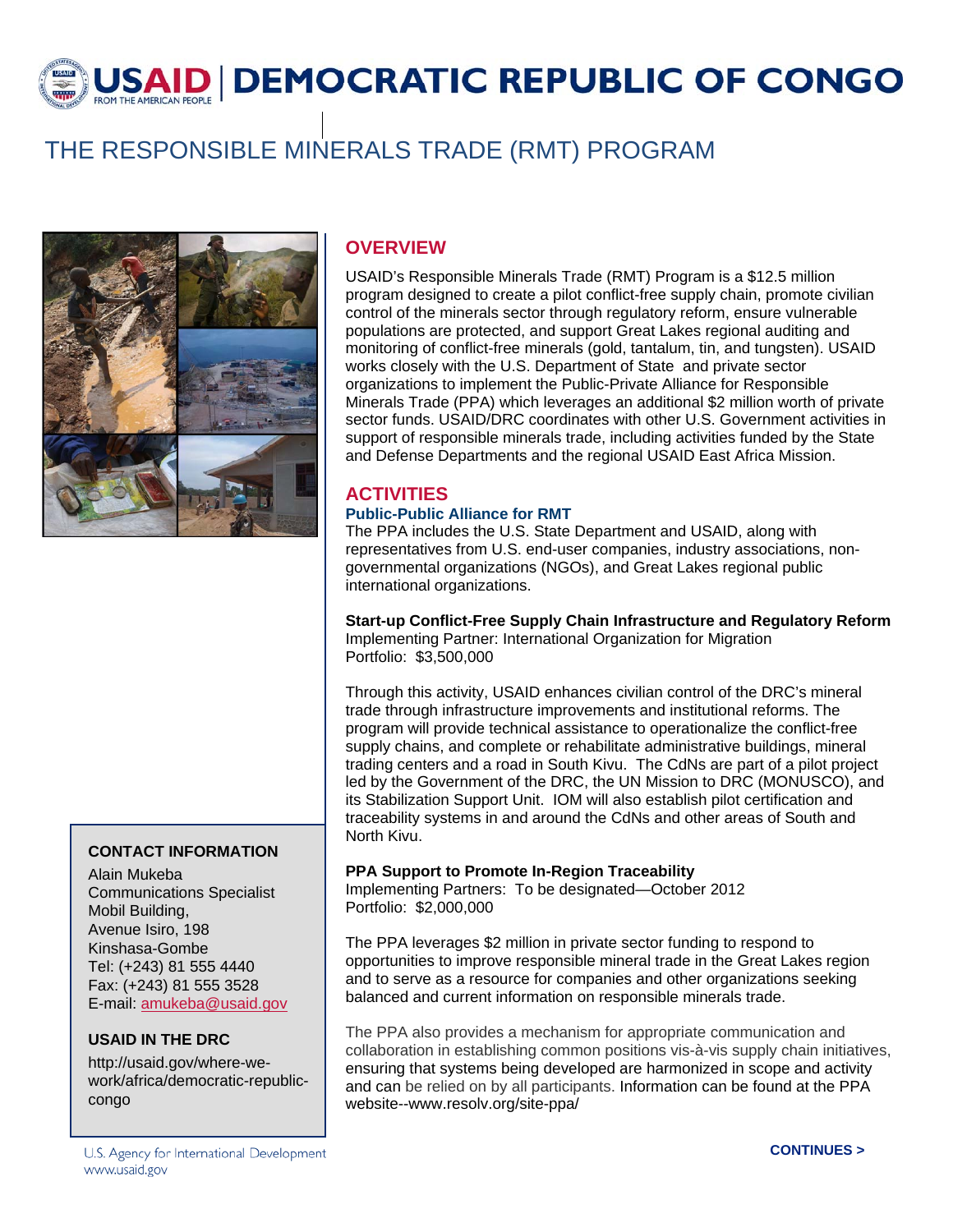# USAID | DEMOCRATIC REPUBLIC OF CONGO

FROM THE AMERICAN PEOPLE

# THE RESPONSIBLE MINERALS TRADE (RMT) PROGRAM

## OVERVIEW

USAID's Responsible Minerals Trade (RMT) Program is a $12.5 million program designed to create a pilot conflict-free supply chain, promote civilian control of the minerals sector through regulatory reform, ensure vulnerable populations are protected, and support Great Lakes regional auditing and monitoring of conflict-free minerals (gold, tantalum, tin, and tungsten). USAID works closely with the U.S. Department of State and private sector organizations to implement the Public-Private Alliance for Responsible Minerals Trade (PPA) which leverages an additional $2 million worth of private sector funds. USAID/DRC coordinates with other U.S. Government activities in support of responsible minerals trade, including activities funded by the State and Defense Departments and the regional USAID East Africa Mission.

## ACTIVITIES

### Public-Public Alliance for RMT

The PPA includes the U.S. State Department and USAID, along with representatives from U.S. end-user companies, industry associations, non-governmental organizations (NGOs), and Great Lakes regional public international organizations.

**Start-up Conflict-Free Supply Chain Infrastructure and Regulatory Reform**
Implementing Partner: International Organization for Migration
Portfolio: $3,500,000

Through this activity, USAID enhances civilian control of the DRC's mineral trade through infrastructure improvements and institutional reforms. The program will provide technical assistance to operationalize the conflict-free supply chains, and complete or rehabilitate administrative buildings, mineral trading centers and a road in South Kivu. The CdNs are part of a pilot project led by the Government of the DRC, the UN Mission to DRC (MONUSCO), and its Stabilization Support Unit. IOM will also establish pilot certification and traceability systems in and around the CdNs and other areas of South and North Kivu.

**PPA Support to Promote In-Region Traceability**
Implementing Partners: To be designated—October 2012
Portfolio: $2,000,000

The PPA leverages $2 million in private sector funding to respond to opportunities to improve responsible mineral trade in the Great Lakes region and to serve as a resource for companies and other organizations seeking balanced and current information on responsible minerals trade.

The PPA also provides a mechanism for appropriate communication and collaboration in establishing common positions vis-à-vis supply chain initiatives, ensuring that systems being developed are harmonized in scope and activity and can be relied on by all participants. Information can be found at the PPA website--www.resolv.org/site-ppa/

### CONTACT INFORMATION

Alain Mukeba
Communications Specialist
Mobil Building,
Avenue Isiro, 198
Kinshasa-Gombe
Tel: (+243) 81 555 4440
Fax: (+243) 81 555 3528
E-mail: amukeba@usaid.gov

### USAID IN THE DRC

http://usaid.gov/where-we-work/africa/democratic-republic-congo

U.S. Agency for International Development
www.usaid.gov

**CONTINUES >**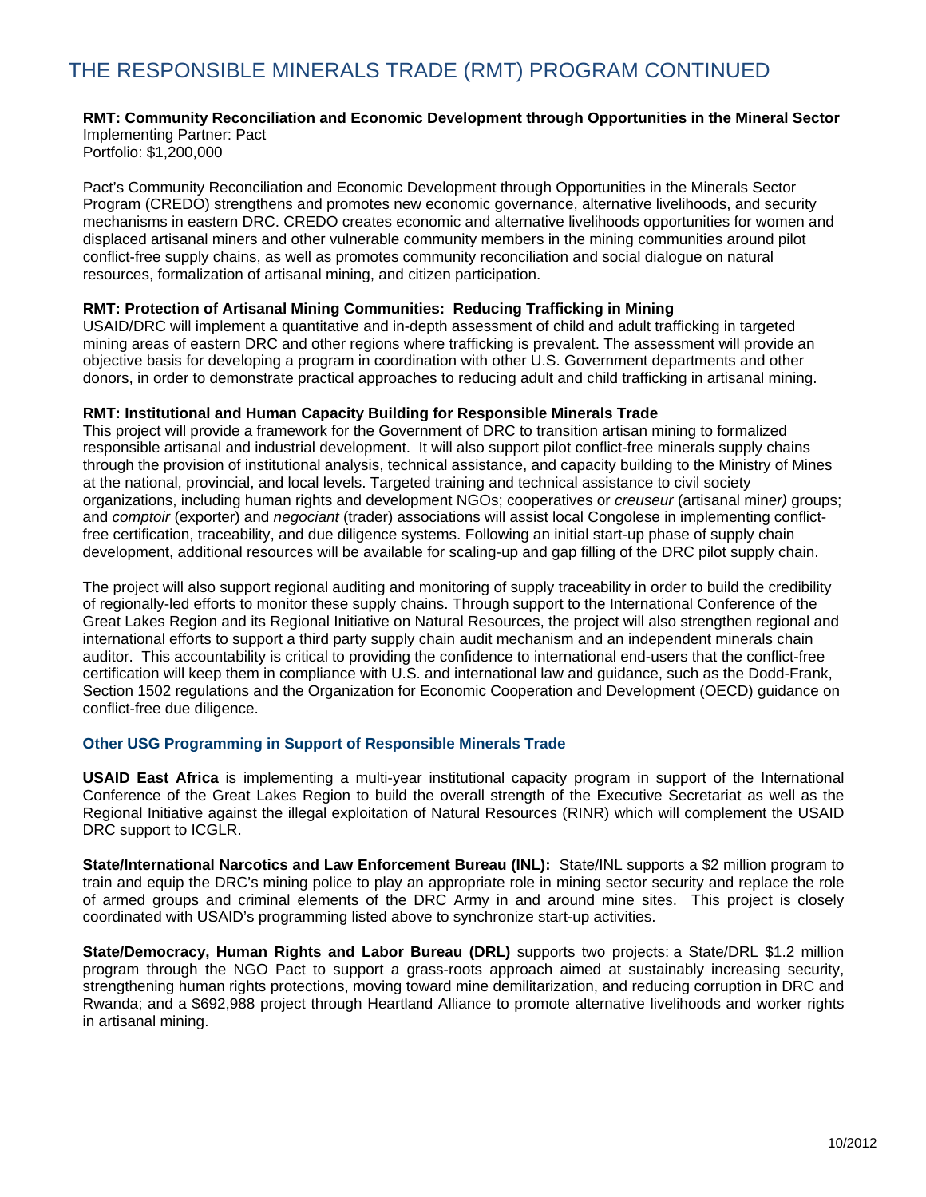# THE RESPONSIBLE MINERALS TRADE (RMT) PROGRAM CONTINUED

**RMT: Community Reconciliation and Economic Development through Opportunities in the Mineral Sector**
Implementing Partner: Pact
Portfolio: $1,200,000

Pact's Community Reconciliation and Economic Development through Opportunities in the Minerals Sector Program (CREDO) strengthens and promotes new economic governance, alternative livelihoods, and security mechanisms in eastern DRC. CREDO creates economic and alternative livelihoods opportunities for women and displaced artisanal miners and other vulnerable community members in the mining communities around pilot conflict-free supply chains, as well as promotes community reconciliation and social dialogue on natural resources, formalization of artisanal mining, and citizen participation.

**RMT: Protection of Artisanal Mining Communities: Reducing Trafficking in Mining**
USAID/DRC will implement a quantitative and in-depth assessment of child and adult trafficking in targeted mining areas of eastern DRC and other regions where trafficking is prevalent. The assessment will provide an objective basis for developing a program in coordination with other U.S. Government departments and other donors, in order to demonstrate practical approaches to reducing adult and child trafficking in artisanal mining.

**RMT: Institutional and Human Capacity Building for Responsible Minerals Trade**
This project will provide a framework for the Government of DRC to transition artisan mining to formalized responsible artisanal and industrial development. It will also support pilot conflict-free minerals supply chains through the provision of institutional analysis, technical assistance, and capacity building to the Ministry of Mines at the national, provincial, and local levels. Targeted training and technical assistance to civil society organizations, including human rights and development NGOs; cooperatives or *creuseur* (artisanal miner) groups; and *comptoir* (exporter) and *negociant* (trader) associations will assist local Congolese in implementing conflict-free certification, traceability, and due diligence systems. Following an initial start-up phase of supply chain development, additional resources will be available for scaling-up and gap filling of the DRC pilot supply chain.

The project will also support regional auditing and monitoring of supply traceability in order to build the credibility of regionally-led efforts to monitor these supply chains. Through support to the International Conference of the Great Lakes Region and its Regional Initiative on Natural Resources, the project will also strengthen regional and international efforts to support a third party supply chain audit mechanism and an independent minerals chain auditor. This accountability is critical to providing the confidence to international end-users that the conflict-free certification will keep them in compliance with U.S. and international law and guidance, such as the Dodd-Frank, Section 1502 regulations and the Organization for Economic Cooperation and Development (OECD) guidance on conflict-free due diligence.

### Other USG Programming in Support of Responsible Minerals Trade

**USAID East Africa** is implementing a multi-year institutional capacity program in support of the International Conference of the Great Lakes Region to build the overall strength of the Executive Secretariat as well as the Regional Initiative against the illegal exploitation of Natural Resources (RINR) which will complement the USAID DRC support to ICGLR.

**State/International Narcotics and Law Enforcement Bureau (INL):** State/INL supports a $2 million program to train and equip the DRC's mining police to play an appropriate role in mining sector security and replace the role of armed groups and criminal elements of the DRC Army in and around mine sites. This project is closely coordinated with USAID's programming listed above to synchronize start-up activities.

**State/Democracy, Human Rights and Labor Bureau (DRL)** supports two projects: a State/DRL $1.2 million program through the NGO Pact to support a grass-roots approach aimed at sustainably increasing security, strengthening human rights protections, moving toward mine demilitarization, and reducing corruption in DRC and Rwanda; and a $692,988 project through Heartland Alliance to promote alternative livelihoods and worker rights in artisanal mining.

10/2012